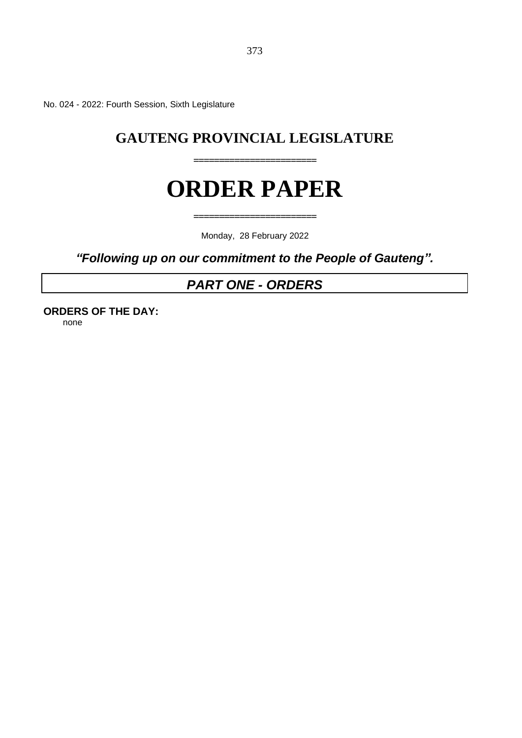No. 024 - 2022: Fourth Session, Sixth Legislature

# GAUTENG PROVINCIAL LEGISLATURE

=====================

# ORDER PAPER

=====================

Monday, 28 February 2022

***"Following up on our commitment to the People of Gauteng".***

## *PART ONE - ORDERS*

**ORDERS OF THE DAY:**

none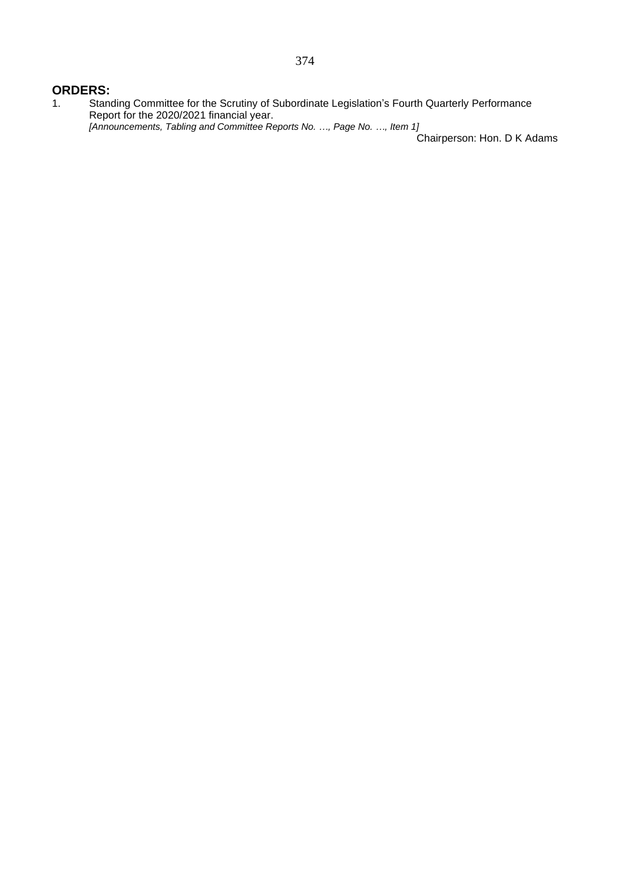## ORDERS:

1. Standing Committee for the Scrutiny of Subordinate Legislation's Fourth Quarterly Performance Report for the 2020/2021 financial year.
   *[Announcements, Tabling and Committee Reports No. …, Page No. …, Item 1]*

   Chairperson: Hon. D K Adams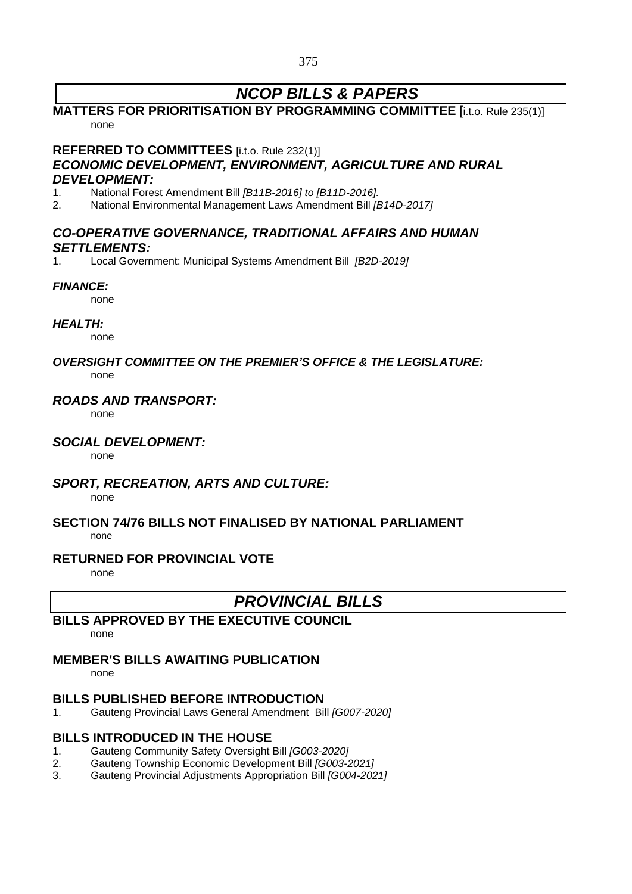# *NCOP BILLS & PAPERS*

## MATTERS FOR PRIORITISATION BY PROGRAMMING COMMITTEE [i.t.o. Rule 235(1)]

none

## REFERRED TO COMMITTEES [i.t.o. Rule 232(1)]

### *ECONOMIC DEVELOPMENT, ENVIRONMENT, AGRICULTURE AND RURAL DEVELOPMENT:*

1. National Forest Amendment Bill *[B11B-2016] to [B11D-2016].*
2. National Environmental Management Laws Amendment Bill *[B14D-2017]*

### *CO-OPERATIVE GOVERNANCE, TRADITIONAL AFFAIRS AND HUMAN SETTLEMENTS:*

1. Local Government: Municipal Systems Amendment Bill *[B2D-2019]*

### *FINANCE:*

none

### *HEALTH:*

none

### *OVERSIGHT COMMITTEE ON THE PREMIER'S OFFICE & THE LEGISLATURE:*

none

### *ROADS AND TRANSPORT:*

none

### *SOCIAL DEVELOPMENT:*

none

### *SPORT, RECREATION, ARTS AND CULTURE:*

none

## SECTION 74/76 BILLS NOT FINALISED BY NATIONAL PARLIAMENT

none

## RETURNED FOR PROVINCIAL VOTE

none

# *PROVINCIAL BILLS*

## BILLS APPROVED BY THE EXECUTIVE COUNCIL

none

## MEMBER'S BILLS AWAITING PUBLICATION

none

## BILLS PUBLISHED BEFORE INTRODUCTION

1. Gauteng Provincial Laws General Amendment Bill *[G007-2020]*

## BILLS INTRODUCED IN THE HOUSE

1. Gauteng Community Safety Oversight Bill *[G003-2020]*
2. Gauteng Township Economic Development Bill *[G003-2021]*
3. Gauteng Provincial Adjustments Appropriation Bill *[G004-2021]*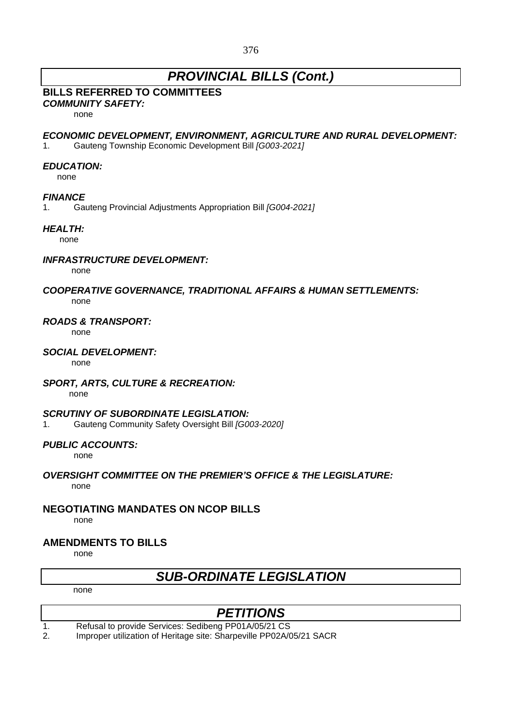## *PROVINCIAL BILLS (Cont.)*

### BILLS REFERRED TO COMMITTEES

***COMMUNITY SAFETY:***

none

***ECONOMIC DEVELOPMENT, ENVIRONMENT, AGRICULTURE AND RURAL DEVELOPMENT:***

1. Gauteng Township Economic Development Bill *[G003-2021]*

***EDUCATION:***

none

***FINANCE***

1. Gauteng Provincial Adjustments Appropriation Bill *[G004-2021]*

***HEALTH:***

none

***INFRASTRUCTURE DEVELOPMENT:***

none

***COOPERATIVE GOVERNANCE, TRADITIONAL AFFAIRS & HUMAN SETTLEMENTS:***

none

***ROADS & TRANSPORT:***

none

***SOCIAL DEVELOPMENT:***

none

***SPORT, ARTS, CULTURE & RECREATION:***

none

***SCRUTINY OF SUBORDINATE LEGISLATION:***

1. Gauteng Community Safety Oversight Bill *[G003-2020]*

***PUBLIC ACCOUNTS:***

none

***OVERSIGHT COMMITTEE ON THE PREMIER'S OFFICE & THE LEGISLATURE:***

none

### NEGOTIATING MANDATES ON NCOP BILLS

none

### AMENDMENTS TO BILLS

none

## *SUB-ORDINATE LEGISLATION*

none

## *PETITIONS*

1. Refusal to provide Services: Sedibeng PP01A/05/21 CS
2. Improper utilization of Heritage site: Sharpeville PP02A/05/21 SACR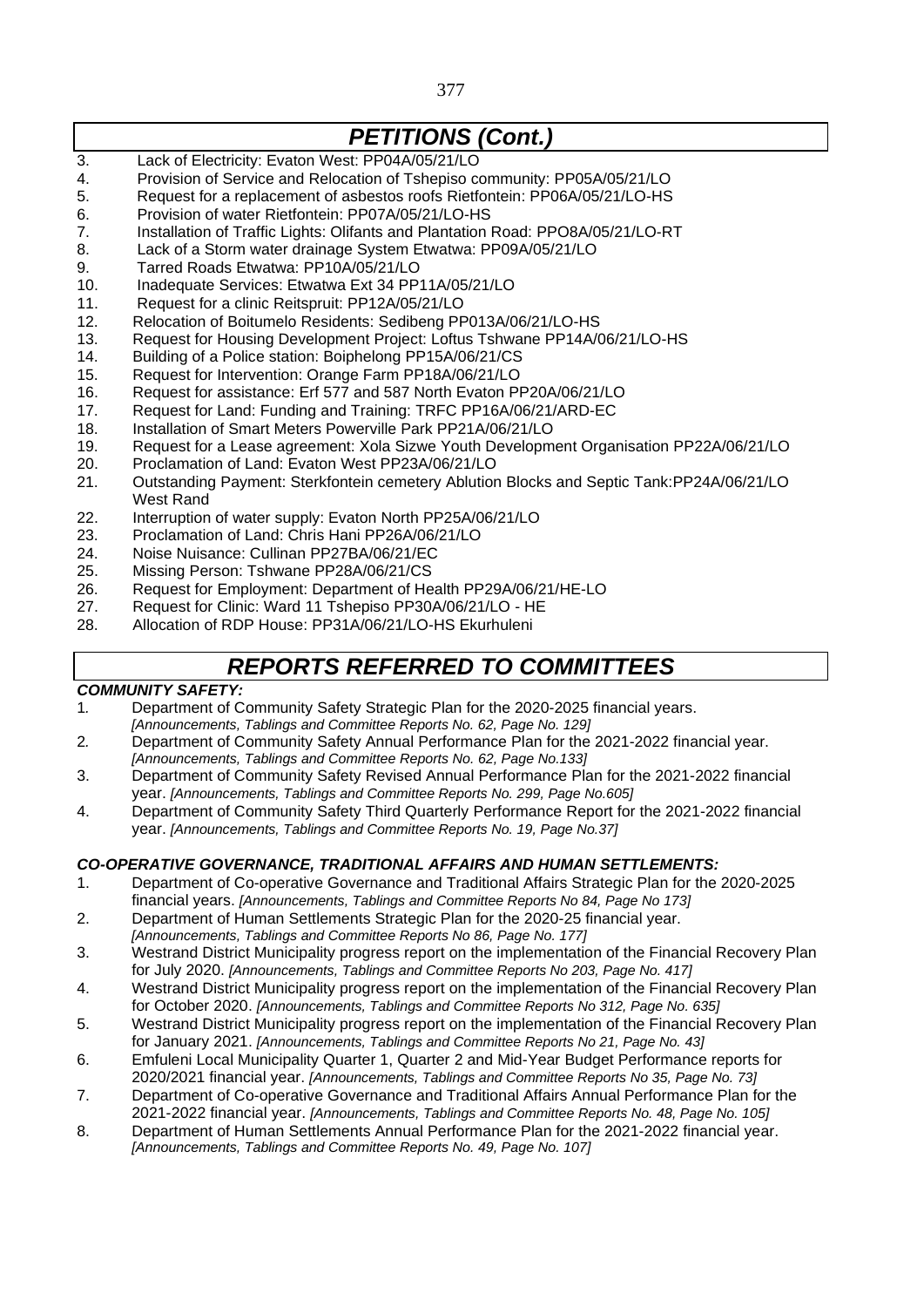## *PETITIONS (Cont.)*

3. Lack of Electricity: Evaton West: PP04A/05/21/LO
4. Provision of Service and Relocation of Tshepiso community: PP05A/05/21/LO
5. Request for a replacement of asbestos roofs Rietfontein: PP06A/05/21/LO-HS
6. Provision of water Rietfontein: PP07A/05/21/LO-HS
7. Installation of Traffic Lights: Olifants and Plantation Road: PPO8A/05/21/LO-RT
8. Lack of a Storm water drainage System Etwatwa: PP09A/05/21/LO
9. Tarred Roads Etwatwa: PP10A/05/21/LO
10. Inadequate Services: Etwatwa Ext 34 PP11A/05/21/LO
11. Request for a clinic Reitspruit: PP12A/05/21/LO
12. Relocation of Boitumelo Residents: Sedibeng PP013A/06/21/LO-HS
13. Request for Housing Development Project: Loftus Tshwane PP14A/06/21/LO-HS
14. Building of a Police station: Boiphelong PP15A/06/21/CS
15. Request for Intervention: Orange Farm PP18A/06/21/LO
16. Request for assistance: Erf 577 and 587 North Evaton PP20A/06/21/LO
17. Request for Land: Funding and Training: TRFC PP16A/06/21/ARD-EC
18. Installation of Smart Meters Powerville Park PP21A/06/21/LO
19. Request for a Lease agreement: Xola Sizwe Youth Development Organisation PP22A/06/21/LO
20. Proclamation of Land: Evaton West PP23A/06/21/LO
21. Outstanding Payment: Sterkfontein cemetery Ablution Blocks and Septic Tank:PP24A/06/21/LO West Rand
22. Interruption of water supply: Evaton North PP25A/06/21/LO
23. Proclamation of Land: Chris Hani PP26A/06/21/LO
24. Noise Nuisance: Cullinan PP27BA/06/21/EC
25. Missing Person: Tshwane PP28A/06/21/CS
26. Request for Employment: Department of Health PP29A/06/21/HE-LO
27. Request for Clinic: Ward 11 Tshepiso PP30A/06/21/LO - HE
28. Allocation of RDP House: PP31A/06/21/LO-HS Ekurhuleni

## *REPORTS REFERRED TO COMMITTEES*

***COMMUNITY SAFETY:***

1. Department of Community Safety Strategic Plan for the 2020-2025 financial years. *[Announcements, Tablings and Committee Reports No. 62, Page No. 129]*
2. Department of Community Safety Annual Performance Plan for the 2021-2022 financial year. *[Announcements, Tablings and Committee Reports No. 62, Page No.133]*
3. Department of Community Safety Revised Annual Performance Plan for the 2021-2022 financial year. *[Announcements, Tablings and Committee Reports No. 299, Page No.605]*
4. Department of Community Safety Third Quarterly Performance Report for the 2021-2022 financial year. *[Announcements, Tablings and Committee Reports No. 19, Page No.37]*

***CO-OPERATIVE GOVERNANCE, TRADITIONAL AFFAIRS AND HUMAN SETTLEMENTS:***

1. Department of Co-operative Governance and Traditional Affairs Strategic Plan for the 2020-2025 financial years. *[Announcements, Tablings and Committee Reports No 84, Page No 173]*
2. Department of Human Settlements Strategic Plan for the 2020-25 financial year. *[Announcements, Tablings and Committee Reports No 86, Page No. 177]*
3. Westrand District Municipality progress report on the implementation of the Financial Recovery Plan for July 2020. *[Announcements, Tablings and Committee Reports No 203, Page No. 417]*
4. Westrand District Municipality progress report on the implementation of the Financial Recovery Plan for October 2020. *[Announcements, Tablings and Committee Reports No 312, Page No. 635]*
5. Westrand District Municipality progress report on the implementation of the Financial Recovery Plan for January 2021. *[Announcements, Tablings and Committee Reports No 21, Page No. 43]*
6. Emfuleni Local Municipality Quarter 1, Quarter 2 and Mid-Year Budget Performance reports for 2020/2021 financial year. *[Announcements, Tablings and Committee Reports No 35, Page No. 73]*
7. Department of Co-operative Governance and Traditional Affairs Annual Performance Plan for the 2021-2022 financial year. *[Announcements, Tablings and Committee Reports No. 48, Page No. 105]*
8. Department of Human Settlements Annual Performance Plan for the 2021-2022 financial year. *[Announcements, Tablings and Committee Reports No. 49, Page No. 107]*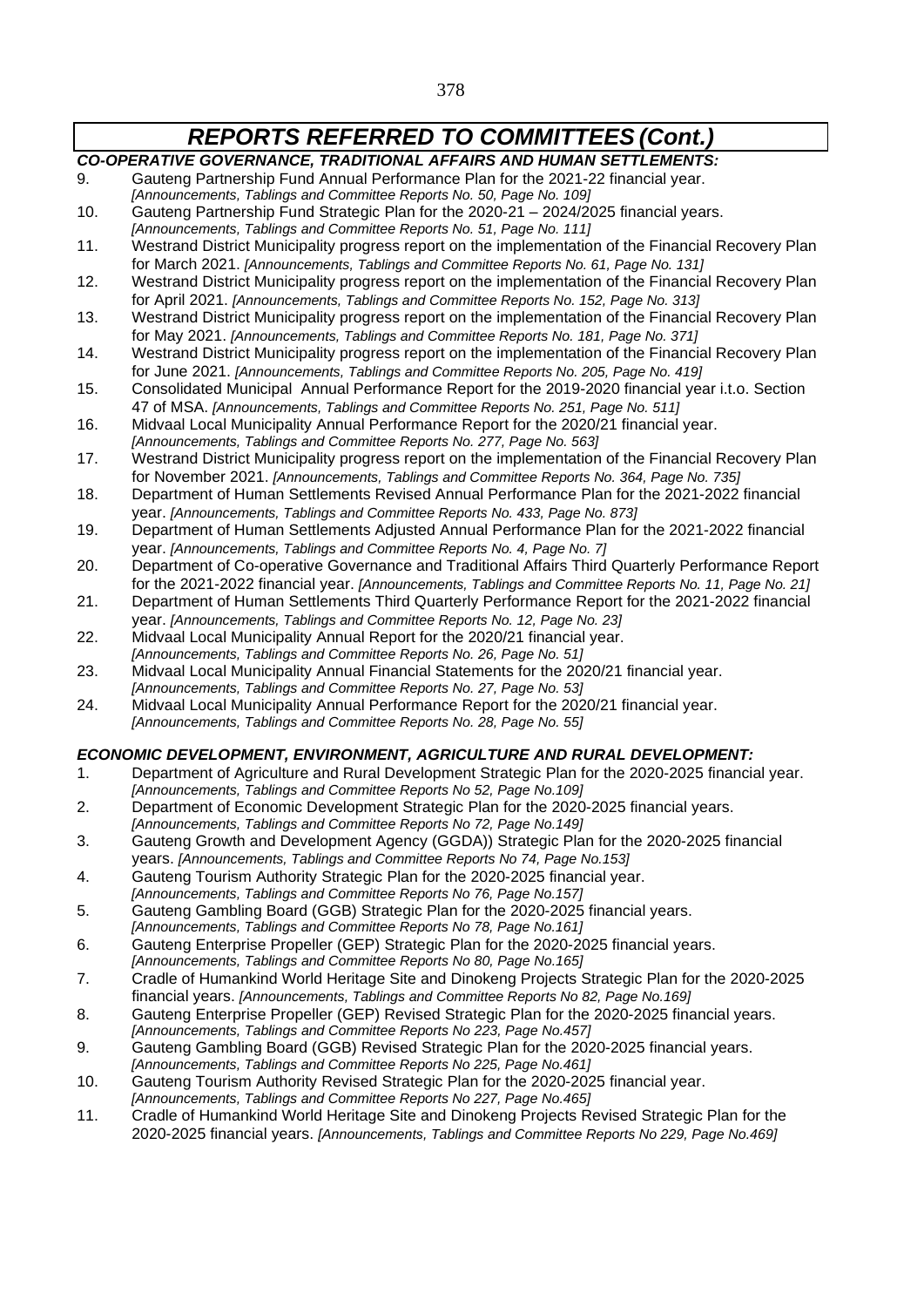## *REPORTS REFERRED TO COMMITTEES (Cont.)*

***CO-OPERATIVE GOVERNANCE, TRADITIONAL AFFAIRS AND HUMAN SETTLEMENTS:***

9. Gauteng Partnership Fund Annual Performance Plan for the 2021-22 financial year. *[Announcements, Tablings and Committee Reports No. 50, Page No. 109]*
10. Gauteng Partnership Fund Strategic Plan for the 2020-21 – 2024/2025 financial years. *[Announcements, Tablings and Committee Reports No. 51, Page No. 111]*
11. Westrand District Municipality progress report on the implementation of the Financial Recovery Plan for March 2021. *[Announcements, Tablings and Committee Reports No. 61, Page No. 131]*
12. Westrand District Municipality progress report on the implementation of the Financial Recovery Plan for April 2021. *[Announcements, Tablings and Committee Reports No. 152, Page No. 313]*
13. Westrand District Municipality progress report on the implementation of the Financial Recovery Plan for May 2021. *[Announcements, Tablings and Committee Reports No. 181, Page No. 371]*
14. Westrand District Municipality progress report on the implementation of the Financial Recovery Plan for June 2021. *[Announcements, Tablings and Committee Reports No. 205, Page No. 419]*
15. Consolidated Municipal Annual Performance Report for the 2019-2020 financial year i.t.o. Section 47 of MSA. *[Announcements, Tablings and Committee Reports No. 251, Page No. 511]*
16. Midvaal Local Municipality Annual Performance Report for the 2020/21 financial year. *[Announcements, Tablings and Committee Reports No. 277, Page No. 563]*
17. Westrand District Municipality progress report on the implementation of the Financial Recovery Plan for November 2021. *[Announcements, Tablings and Committee Reports No. 364, Page No. 735]*
18. Department of Human Settlements Revised Annual Performance Plan for the 2021-2022 financial year. *[Announcements, Tablings and Committee Reports No. 433, Page No. 873]*
19. Department of Human Settlements Adjusted Annual Performance Plan for the 2021-2022 financial year. *[Announcements, Tablings and Committee Reports No. 4, Page No. 7]*
20. Department of Co-operative Governance and Traditional Affairs Third Quarterly Performance Report for the 2021-2022 financial year. *[Announcements, Tablings and Committee Reports No. 11, Page No. 21]*
21. Department of Human Settlements Third Quarterly Performance Report for the 2021-2022 financial year. *[Announcements, Tablings and Committee Reports No. 12, Page No. 23]*
22. Midvaal Local Municipality Annual Report for the 2020/21 financial year. *[Announcements, Tablings and Committee Reports No. 26, Page No. 51]*
23. Midvaal Local Municipality Annual Financial Statements for the 2020/21 financial year. *[Announcements, Tablings and Committee Reports No. 27, Page No. 53]*
24. Midvaal Local Municipality Annual Performance Report for the 2020/21 financial year. *[Announcements, Tablings and Committee Reports No. 28, Page No. 55]*

***ECONOMIC DEVELOPMENT, ENVIRONMENT, AGRICULTURE AND RURAL DEVELOPMENT:***

1. Department of Agriculture and Rural Development Strategic Plan for the 2020-2025 financial year. *[Announcements, Tablings and Committee Reports No 52, Page No.109]*
2. Department of Economic Development Strategic Plan for the 2020-2025 financial years. *[Announcements, Tablings and Committee Reports No 72, Page No.149]*
3. Gauteng Growth and Development Agency (GGDA)) Strategic Plan for the 2020-2025 financial years. *[Announcements, Tablings and Committee Reports No 74, Page No.153]*
4. Gauteng Tourism Authority Strategic Plan for the 2020-2025 financial year. *[Announcements, Tablings and Committee Reports No 76, Page No.157]*
5. Gauteng Gambling Board (GGB) Strategic Plan for the 2020-2025 financial years. *[Announcements, Tablings and Committee Reports No 78, Page No.161]*
6. Gauteng Enterprise Propeller (GEP) Strategic Plan for the 2020-2025 financial years. *[Announcements, Tablings and Committee Reports No 80, Page No.165]*
7. Cradle of Humankind World Heritage Site and Dinokeng Projects Strategic Plan for the 2020-2025 financial years. *[Announcements, Tablings and Committee Reports No 82, Page No.169]*
8. Gauteng Enterprise Propeller (GEP) Revised Strategic Plan for the 2020-2025 financial years. *[Announcements, Tablings and Committee Reports No 223, Page No.457]*
9. Gauteng Gambling Board (GGB) Revised Strategic Plan for the 2020-2025 financial years. *[Announcements, Tablings and Committee Reports No 225, Page No.461]*
10. Gauteng Tourism Authority Revised Strategic Plan for the 2020-2025 financial year. *[Announcements, Tablings and Committee Reports No 227, Page No.465]*
11. Cradle of Humankind World Heritage Site and Dinokeng Projects Revised Strategic Plan for the 2020-2025 financial years. *[Announcements, Tablings and Committee Reports No 229, Page No.469]*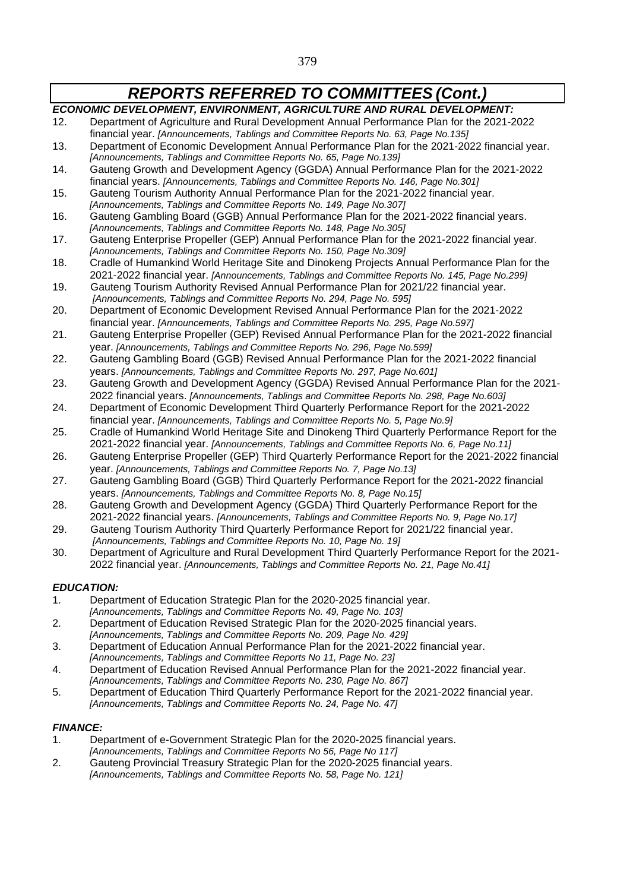## *REPORTS REFERRED TO COMMITTEES (Cont.)*

***ECONOMIC DEVELOPMENT, ENVIRONMENT, AGRICULTURE AND RURAL DEVELOPMENT:***

12. Department of Agriculture and Rural Development Annual Performance Plan for the 2021-2022 financial year. *[Announcements, Tablings and Committee Reports No. 63, Page No.135]*
13. Department of Economic Development Annual Performance Plan for the 2021-2022 financial year. *[Announcements, Tablings and Committee Reports No. 65, Page No.139]*
14. Gauteng Growth and Development Agency (GGDA) Annual Performance Plan for the 2021-2022 financial years. *[Announcements, Tablings and Committee Reports No. 146, Page No.301]*
15. Gauteng Tourism Authority Annual Performance Plan for the 2021-2022 financial year. *[Announcements, Tablings and Committee Reports No. 149, Page No.307]*
16. Gauteng Gambling Board (GGB) Annual Performance Plan for the 2021-2022 financial years. *[Announcements, Tablings and Committee Reports No. 148, Page No.305]*
17. Gauteng Enterprise Propeller (GEP) Annual Performance Plan for the 2021-2022 financial year. *[Announcements, Tablings and Committee Reports No. 150, Page No.309]*
18. Cradle of Humankind World Heritage Site and Dinokeng Projects Annual Performance Plan for the 2021-2022 financial year. *[Announcements, Tablings and Committee Reports No. 145, Page No.299]*
19. Gauteng Tourism Authority Revised Annual Performance Plan for 2021/22 financial year. *[Announcements, Tablings and Committee Reports No. 294, Page No. 595]*
20. Department of Economic Development Revised Annual Performance Plan for the 2021-2022 financial year. *[Announcements, Tablings and Committee Reports No. 295, Page No.597]*
21. Gauteng Enterprise Propeller (GEP) Revised Annual Performance Plan for the 2021-2022 financial year. *[Announcements, Tablings and Committee Reports No. 296, Page No.599]*
22. Gauteng Gambling Board (GGB) Revised Annual Performance Plan for the 2021-2022 financial years. *[Announcements, Tablings and Committee Reports No. 297, Page No.601]*
23. Gauteng Growth and Development Agency (GGDA) Revised Annual Performance Plan for the 2021-2022 financial years. *[Announcements, Tablings and Committee Reports No. 298, Page No.603]*
24. Department of Economic Development Third Quarterly Performance Report for the 2021-2022 financial year. *[Announcements, Tablings and Committee Reports No. 5, Page No.9]*
25. Cradle of Humankind World Heritage Site and Dinokeng Third Quarterly Performance Report for the 2021-2022 financial year. *[Announcements, Tablings and Committee Reports No. 6, Page No.11]*
26. Gauteng Enterprise Propeller (GEP) Third Quarterly Performance Report for the 2021-2022 financial year. *[Announcements, Tablings and Committee Reports No. 7, Page No.13]*
27. Gauteng Gambling Board (GGB) Third Quarterly Performance Report for the 2021-2022 financial years. *[Announcements, Tablings and Committee Reports No. 8, Page No.15]*
28. Gauteng Growth and Development Agency (GGDA) Third Quarterly Performance Report for the 2021-2022 financial years. *[Announcements, Tablings and Committee Reports No. 9, Page No.17]*
29. Gauteng Tourism Authority Third Quarterly Performance Report for 2021/22 financial year. *[Announcements, Tablings and Committee Reports No. 10, Page No. 19]*
30. Department of Agriculture and Rural Development Third Quarterly Performance Report for the 2021-2022 financial year. *[Announcements, Tablings and Committee Reports No. 21, Page No.41]*

***EDUCATION:***

1. Department of Education Strategic Plan for the 2020-2025 financial year. *[Announcements, Tablings and Committee Reports No. 49, Page No. 103]*
2. Department of Education Revised Strategic Plan for the 2020-2025 financial years. *[Announcements, Tablings and Committee Reports No. 209, Page No. 429]*
3. Department of Education Annual Performance Plan for the 2021-2022 financial year. *[Announcements, Tablings and Committee Reports No 11, Page No. 23]*
4. Department of Education Revised Annual Performance Plan for the 2021-2022 financial year. *[Announcements, Tablings and Committee Reports No. 230, Page No. 867]*
5. Department of Education Third Quarterly Performance Report for the 2021-2022 financial year. *[Announcements, Tablings and Committee Reports No. 24, Page No. 47]*

***FINANCE:***

1. Department of e-Government Strategic Plan for the 2020-2025 financial years. *[Announcements, Tablings and Committee Reports No 56, Page No 117]*
2. Gauteng Provincial Treasury Strategic Plan for the 2020-2025 financial years. *[Announcements, Tablings and Committee Reports No. 58, Page No. 121]*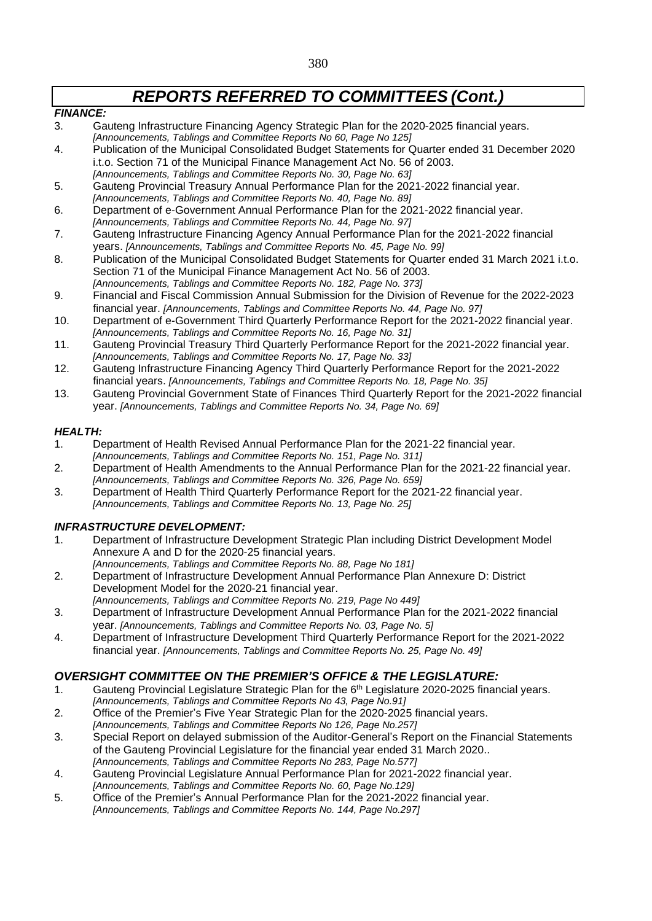# *REPORTS REFERRED TO COMMITTEES (Cont.)*

***FINANCE:***

3. Gauteng Infrastructure Financing Agency Strategic Plan for the 2020-2025 financial years.
   *[Announcements, Tablings and Committee Reports No 60, Page No 125]*
4. Publication of the Municipal Consolidated Budget Statements for Quarter ended 31 December 2020 i.t.o. Section 71 of the Municipal Finance Management Act No. 56 of 2003.
   *[Announcements, Tablings and Committee Reports No. 30, Page No. 63]*
5. Gauteng Provincial Treasury Annual Performance Plan for the 2021-2022 financial year.
   *[Announcements, Tablings and Committee Reports No. 40, Page No. 89]*
6. Department of e-Government Annual Performance Plan for the 2021-2022 financial year.
   *[Announcements, Tablings and Committee Reports No. 44, Page No. 97]*
7. Gauteng Infrastructure Financing Agency Annual Performance Plan for the 2021-2022 financial years. *[Announcements, Tablings and Committee Reports No. 45, Page No. 99]*
8. Publication of the Municipal Consolidated Budget Statements for Quarter ended 31 March 2021 i.t.o. Section 71 of the Municipal Finance Management Act No. 56 of 2003.
   *[Announcements, Tablings and Committee Reports No. 182, Page No. 373]*
9. Financial and Fiscal Commission Annual Submission for the Division of Revenue for the 2022-2023 financial year. *[Announcements, Tablings and Committee Reports No. 44, Page No. 97]*
10. Department of e-Government Third Quarterly Performance Report for the 2021-2022 financial year.
    *[Announcements, Tablings and Committee Reports No. 16, Page No. 31]*
11. Gauteng Provincial Treasury Third Quarterly Performance Report for the 2021-2022 financial year.
    *[Announcements, Tablings and Committee Reports No. 17, Page No. 33]*
12. Gauteng Infrastructure Financing Agency Third Quarterly Performance Report for the 2021-2022 financial years. *[Announcements, Tablings and Committee Reports No. 18, Page No. 35]*
13. Gauteng Provincial Government State of Finances Third Quarterly Report for the 2021-2022 financial year. *[Announcements, Tablings and Committee Reports No. 34, Page No. 69]*

***HEALTH:***

1. Department of Health Revised Annual Performance Plan for the 2021-22 financial year.
   *[Announcements, Tablings and Committee Reports No. 151, Page No. 311]*
2. Department of Health Amendments to the Annual Performance Plan for the 2021-22 financial year.
   *[Announcements, Tablings and Committee Reports No. 326, Page No. 659]*
3. Department of Health Third Quarterly Performance Report for the 2021-22 financial year.
   *[Announcements, Tablings and Committee Reports No. 13, Page No. 25]*

***INFRASTRUCTURE DEVELOPMENT:***

1. Department of Infrastructure Development Strategic Plan including District Development Model Annexure A and D for the 2020-25 financial years.
   *[Announcements, Tablings and Committee Reports No. 88, Page No 181]*
2. Department of Infrastructure Development Annual Performance Plan Annexure D: District Development Model for the 2020-21 financial year.
   *[Announcements, Tablings and Committee Reports No. 219, Page No 449]*
3. Department of Infrastructure Development Annual Performance Plan for the 2021-2022 financial year. *[Announcements, Tablings and Committee Reports No. 03, Page No. 5]*
4. Department of Infrastructure Development Third Quarterly Performance Report for the 2021-2022 financial year. *[Announcements, Tablings and Committee Reports No. 25, Page No. 49]*

## *OVERSIGHT COMMITTEE ON THE PREMIER'S OFFICE & THE LEGISLATURE:*

1. Gauteng Provincial Legislature Strategic Plan for the 6th Legislature 2020-2025 financial years.
   *[Announcements, Tablings and Committee Reports No 43, Page No.91]*
2. Office of the Premier's Five Year Strategic Plan for the 2020-2025 financial years.
   *[Announcements, Tablings and Committee Reports No 126, Page No.257]*
3. Special Report on delayed submission of the Auditor-General's Report on the Financial Statements of the Gauteng Provincial Legislature for the financial year ended 31 March 2020..
   *[Announcements, Tablings and Committee Reports No 283, Page No.577]*
4. Gauteng Provincial Legislature Annual Performance Plan for 2021-2022 financial year.
   *[Announcements, Tablings and Committee Reports No. 60, Page No.129]*
5. Office of the Premier's Annual Performance Plan for the 2021-2022 financial year.
   *[Announcements, Tablings and Committee Reports No. 144, Page No.297]*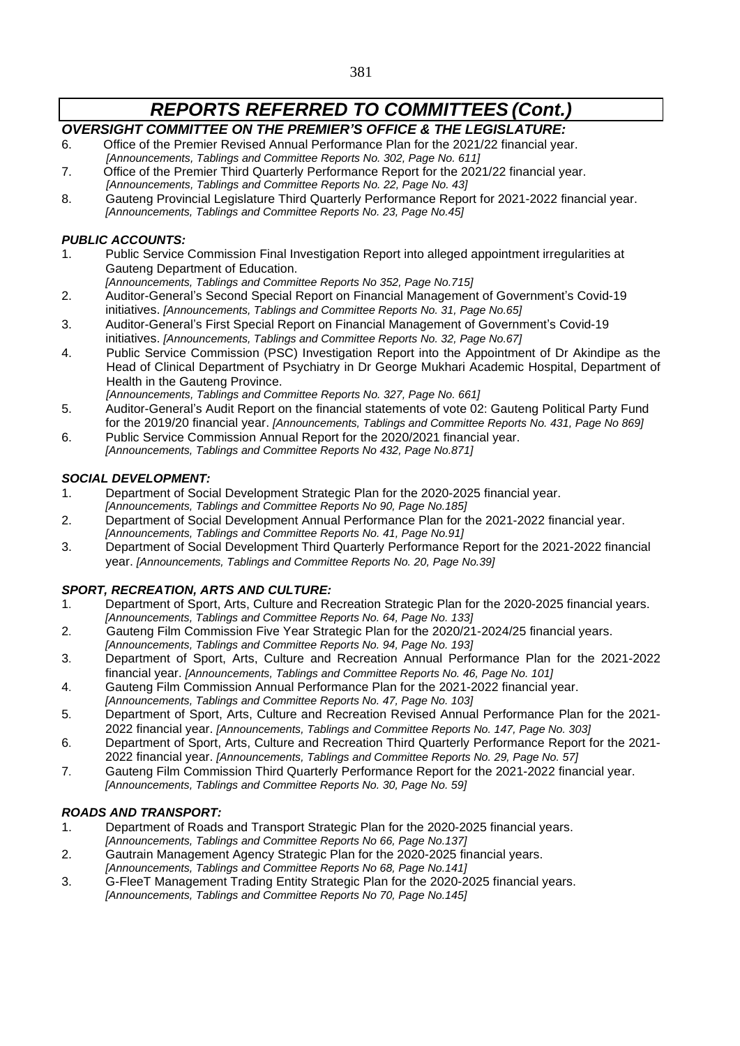# *REPORTS REFERRED TO COMMITTEES (Cont.)*

### *OVERSIGHT COMMITTEE ON THE PREMIER'S OFFICE & THE LEGISLATURE:*

6. Office of the Premier Revised Annual Performance Plan for the 2021/22 financial year. *[Announcements, Tablings and Committee Reports No. 302, Page No. 611]*
7. Office of the Premier Third Quarterly Performance Report for the 2021/22 financial year. *[Announcements, Tablings and Committee Reports No. 22, Page No. 43]*
8. Gauteng Provincial Legislature Third Quarterly Performance Report for 2021-2022 financial year. *[Announcements, Tablings and Committee Reports No. 23, Page No.45]*

### *PUBLIC ACCOUNTS:*

1. Public Service Commission Final Investigation Report into alleged appointment irregularities at Gauteng Department of Education. *[Announcements, Tablings and Committee Reports No 352, Page No.715]*
2. Auditor-General's Second Special Report on Financial Management of Government's Covid-19 initiatives. *[Announcements, Tablings and Committee Reports No. 31, Page No.65]*
3. Auditor-General's First Special Report on Financial Management of Government's Covid-19 initiatives. *[Announcements, Tablings and Committee Reports No. 32, Page No.67]*
4. Public Service Commission (PSC) Investigation Report into the Appointment of Dr Akindipe as the Head of Clinical Department of Psychiatry in Dr George Mukhari Academic Hospital, Department of Health in the Gauteng Province. *[Announcements, Tablings and Committee Reports No. 327, Page No. 661]*
5. Auditor-General's Audit Report on the financial statements of vote 02: Gauteng Political Party Fund for the 2019/20 financial year. *[Announcements, Tablings and Committee Reports No. 431, Page No 869]*
6. Public Service Commission Annual Report for the 2020/2021 financial year. *[Announcements, Tablings and Committee Reports No 432, Page No.871]*

### *SOCIAL DEVELOPMENT:*

1. Department of Social Development Strategic Plan for the 2020-2025 financial year. *[Announcements, Tablings and Committee Reports No 90, Page No.185]*
2. Department of Social Development Annual Performance Plan for the 2021-2022 financial year. *[Announcements, Tablings and Committee Reports No. 41, Page No.91]*
3. Department of Social Development Third Quarterly Performance Report for the 2021-2022 financial year. *[Announcements, Tablings and Committee Reports No. 20, Page No.39]*

### *SPORT, RECREATION, ARTS AND CULTURE:*

1. Department of Sport, Arts, Culture and Recreation Strategic Plan for the 2020-2025 financial years. *[Announcements, Tablings and Committee Reports No. 64, Page No. 133]*
2. Gauteng Film Commission Five Year Strategic Plan for the 2020/21-2024/25 financial years. *[Announcements, Tablings and Committee Reports No. 94, Page No. 193]*
3. Department of Sport, Arts, Culture and Recreation Annual Performance Plan for the 2021-2022 financial year. *[Announcements, Tablings and Committee Reports No. 46, Page No. 101]*
4. Gauteng Film Commission Annual Performance Plan for the 2021-2022 financial year. *[Announcements, Tablings and Committee Reports No. 47, Page No. 103]*
5. Department of Sport, Arts, Culture and Recreation Revised Annual Performance Plan for the 2021-2022 financial year. *[Announcements, Tablings and Committee Reports No. 147, Page No. 303]*
6. Department of Sport, Arts, Culture and Recreation Third Quarterly Performance Report for the 2021-2022 financial year. *[Announcements, Tablings and Committee Reports No. 29, Page No. 57]*
7. Gauteng Film Commission Third Quarterly Performance Report for the 2021-2022 financial year. *[Announcements, Tablings and Committee Reports No. 30, Page No. 59]*

### *ROADS AND TRANSPORT:*

1. Department of Roads and Transport Strategic Plan for the 2020-2025 financial years. *[Announcements, Tablings and Committee Reports No 66, Page No.137]*
2. Gautrain Management Agency Strategic Plan for the 2020-2025 financial years. *[Announcements, Tablings and Committee Reports No 68, Page No.141]*
3. G-FleeT Management Trading Entity Strategic Plan for the 2020-2025 financial years. *[Announcements, Tablings and Committee Reports No 70, Page No.145]*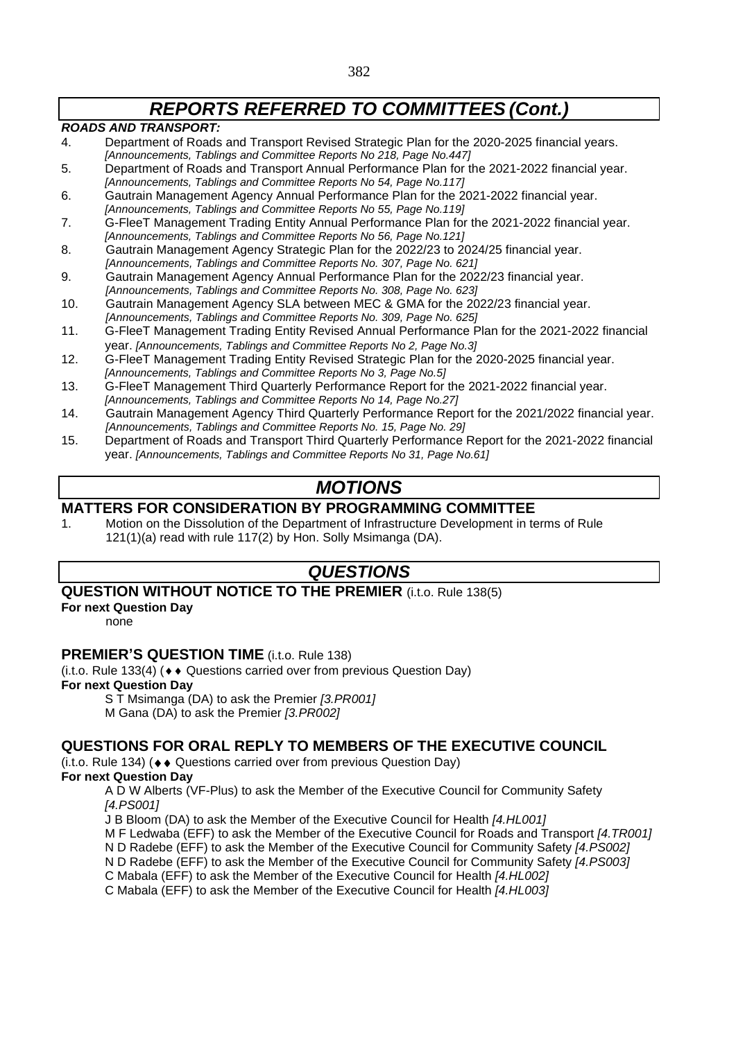# *REPORTS REFERRED TO COMMITTEES (Cont.)*

***ROADS AND TRANSPORT:***

4. Department of Roads and Transport Revised Strategic Plan for the 2020-2025 financial years. *[Announcements, Tablings and Committee Reports No 218, Page No.447]*
5. Department of Roads and Transport Annual Performance Plan for the 2021-2022 financial year. *[Announcements, Tablings and Committee Reports No 54, Page No.117]*
6. Gautrain Management Agency Annual Performance Plan for the 2021-2022 financial year. *[Announcements, Tablings and Committee Reports No 55, Page No.119]*
7. G-FleeT Management Trading Entity Annual Performance Plan for the 2021-2022 financial year. *[Announcements, Tablings and Committee Reports No 56, Page No.121]*
8. Gautrain Management Agency Strategic Plan for the 2022/23 to 2024/25 financial year. *[Announcements, Tablings and Committee Reports No. 307, Page No. 621]*
9. Gautrain Management Agency Annual Performance Plan for the 2022/23 financial year. *[Announcements, Tablings and Committee Reports No. 308, Page No. 623]*
10. Gautrain Management Agency SLA between MEC & GMA for the 2022/23 financial year. *[Announcements, Tablings and Committee Reports No. 309, Page No. 625]*
11. G-FleeT Management Trading Entity Revised Annual Performance Plan for the 2021-2022 financial year. *[Announcements, Tablings and Committee Reports No 2, Page No.3]*
12. G-FleeT Management Trading Entity Revised Strategic Plan for the 2020-2025 financial year. *[Announcements, Tablings and Committee Reports No 3, Page No.5]*
13. G-FleeT Management Third Quarterly Performance Report for the 2021-2022 financial year. *[Announcements, Tablings and Committee Reports No 14, Page No.27]*
14. Gautrain Management Agency Third Quarterly Performance Report for the 2021/2022 financial year. *[Announcements, Tablings and Committee Reports No. 15, Page No. 29]*
15. Department of Roads and Transport Third Quarterly Performance Report for the 2021-2022 financial year. *[Announcements, Tablings and Committee Reports No 31, Page No.61]*

# *MOTIONS*

## MATTERS FOR CONSIDERATION BY PROGRAMMING COMMITTEE

1. Motion on the Dissolution of the Department of Infrastructure Development in terms of Rule 121(1)(a) read with rule 117(2) by Hon. Solly Msimanga (DA).

# *QUESTIONS*

## QUESTION WITHOUT NOTICE TO THE PREMIER (i.t.o. Rule 138(5)

**For next Question Day**

none

## PREMIER'S QUESTION TIME (i.t.o. Rule 138)

(i.t.o. Rule 133(4) (♦♦ Questions carried over from previous Question Day)

**For next Question Day**

S T Msimanga (DA) to ask the Premier *[3.PR001]*
M Gana (DA) to ask the Premier *[3.PR002]*

## QUESTIONS FOR ORAL REPLY TO MEMBERS OF THE EXECUTIVE COUNCIL

(i.t.o. Rule 134) (♦♦ Questions carried over from previous Question Day)

**For next Question Day**

A D W Alberts (VF-Plus) to ask the Member of the Executive Council for Community Safety *[4.PS001]*
J B Bloom (DA) to ask the Member of the Executive Council for Health *[4.HL001]*
M F Ledwaba (EFF) to ask the Member of the Executive Council for Roads and Transport *[4.TR001]*
N D Radebe (EFF) to ask the Member of the Executive Council for Community Safety *[4.PS002]*
N D Radebe (EFF) to ask the Member of the Executive Council for Community Safety *[4.PS003]*
C Mabala (EFF) to ask the Member of the Executive Council for Health *[4.HL002]*
C Mabala (EFF) to ask the Member of the Executive Council for Health *[4.HL003]*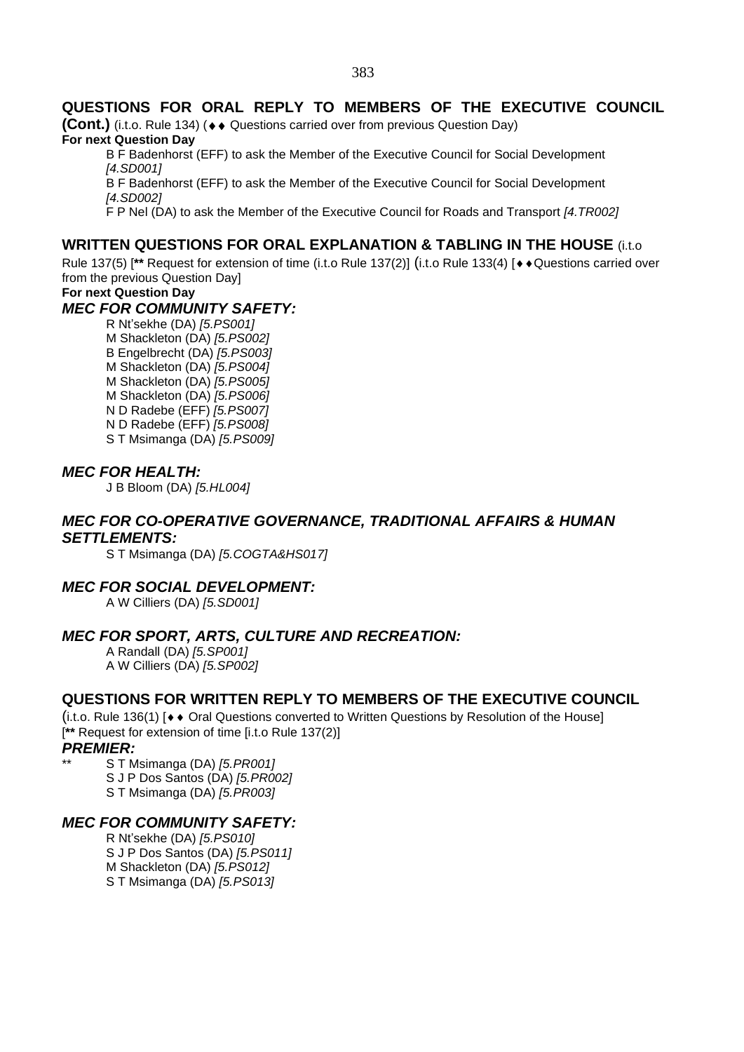## QUESTIONS FOR ORAL REPLY TO MEMBERS OF THE EXECUTIVE COUNCIL (Cont.) (i.t.o. Rule 134) (♦♦ Questions carried over from previous Question Day)

**For next Question Day**

B F Badenhorst (EFF) to ask the Member of the Executive Council for Social Development *[4.SD001]*

B F Badenhorst (EFF) to ask the Member of the Executive Council for Social Development *[4.SD002]*

F P Nel (DA) to ask the Member of the Executive Council for Roads and Transport *[4.TR002]*

## WRITTEN QUESTIONS FOR ORAL EXPLANATION & TABLING IN THE HOUSE (i.t.o Rule 137(5) [** Request for extension of time (i.t.o Rule 137(2)] (i.t.o Rule 133(4) [♦♦Questions carried over from the previous Question Day]

**For next Question Day**

### *MEC FOR COMMUNITY SAFETY:*

R Nt'sekhe (DA) *[5.PS001]*
M Shackleton (DA) *[5.PS002]*
B Engelbrecht (DA) *[5.PS003]*
M Shackleton (DA) *[5.PS004]*
M Shackleton (DA) *[5.PS005]*
M Shackleton (DA) *[5.PS006]*
N D Radebe (EFF) *[5.PS007]*
N D Radebe (EFF) *[5.PS008]*
S T Msimanga (DA) *[5.PS009]*

### *MEC FOR HEALTH:*

J B Bloom (DA) *[5.HL004]*

### *MEC FOR CO-OPERATIVE GOVERNANCE, TRADITIONAL AFFAIRS & HUMAN SETTLEMENTS:*

S T Msimanga (DA) *[5.COGTA&HS017]*

### *MEC FOR SOCIAL DEVELOPMENT:*

A W Cilliers (DA) *[5.SD001]*

### *MEC FOR SPORT, ARTS, CULTURE AND RECREATION:*

A Randall (DA) *[5.SP001]*
A W Cilliers (DA) *[5.SP002]*

## QUESTIONS FOR WRITTEN REPLY TO MEMBERS OF THE EXECUTIVE COUNCIL

(i.t.o. Rule 136(1) [♦♦ Oral Questions converted to Written Questions by Resolution of the House] [** Request for extension of time [i.t.o Rule 137(2)]

### *PREMIER:*

** S T Msimanga (DA) *[5.PR001]*
S J P Dos Santos (DA) *[5.PR002]*
S T Msimanga (DA) *[5.PR003]*

### *MEC FOR COMMUNITY SAFETY:*

R Nt'sekhe (DA) *[5.PS010]*
S J P Dos Santos (DA) *[5.PS011]*
M Shackleton (DA) *[5.PS012]*
S T Msimanga (DA) *[5.PS013]*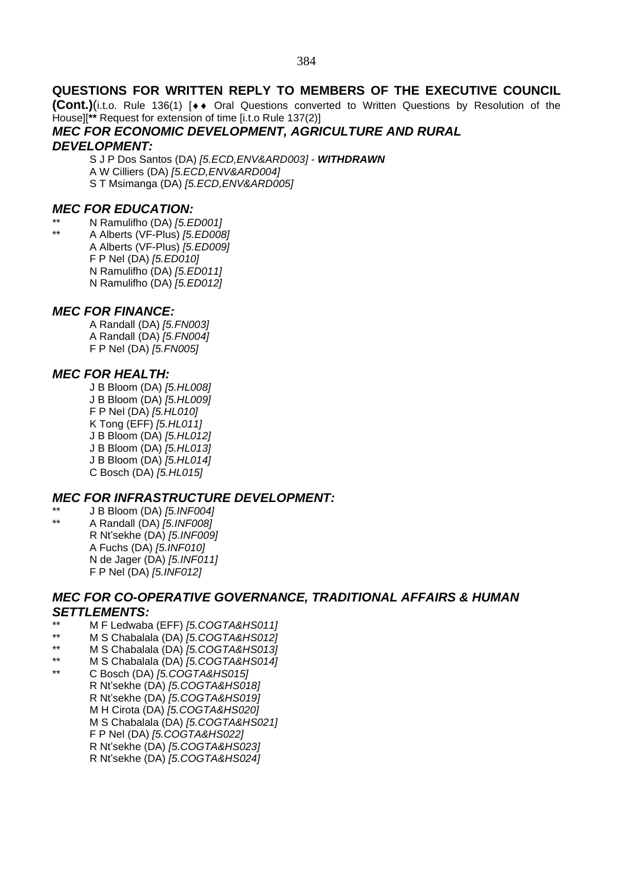## QUESTIONS FOR WRITTEN REPLY TO MEMBERS OF THE EXECUTIVE COUNCIL (Cont.)

(i.t.o. Rule 136(1) [♦♦ Oral Questions converted to Written Questions by Resolution of the House][** Request for extension of time [i.t.o Rule 137(2)]

### *MEC FOR ECONOMIC DEVELOPMENT, AGRICULTURE AND RURAL DEVELOPMENT:*

S J P Dos Santos (DA) *[5.ECD,ENV&ARD003]* - ***WITHDRAWN***
A W Cilliers (DA) *[5.ECD,ENV&ARD004]*
S T Msimanga (DA) *[5.ECD,ENV&ARD005]*

### *MEC FOR EDUCATION:*

** N Ramulifho (DA) *[5.ED001]*
** A Alberts (VF-Plus) *[5.ED008]*
A Alberts (VF-Plus) *[5.ED009]*
F P Nel (DA) *[5.ED010]*
N Ramulifho (DA) *[5.ED011]*
N Ramulifho (DA) *[5.ED012]*

### *MEC FOR FINANCE:*

A Randall (DA) *[5.FN003]*
A Randall (DA) *[5.FN004]*
F P Nel (DA) *[5.FN005]*

### *MEC FOR HEALTH:*

J B Bloom (DA) *[5.HL008]*
J B Bloom (DA) *[5.HL009]*
F P Nel (DA) *[5.HL010]*
K Tong (EFF) *[5.HL011]*
J B Bloom (DA) *[5.HL012]*
J B Bloom (DA) *[5.HL013]*
J B Bloom (DA) *[5.HL014]*
C Bosch (DA) *[5.HL015]*

### *MEC FOR INFRASTRUCTURE DEVELOPMENT:*

** J B Bloom (DA) *[5.INF004]*
** A Randall (DA) *[5.INF008]*
R Nt'sekhe (DA) *[5.INF009]*
A Fuchs (DA) *[5.INF010]*
N de Jager (DA) *[5.INF011]*
F P Nel (DA) *[5.INF012]*

### *MEC FOR CO-OPERATIVE GOVERNANCE, TRADITIONAL AFFAIRS & HUMAN SETTLEMENTS:*

** M F Ledwaba (EFF) *[5.COGTA&HS011]*
** M S Chabalala (DA) *[5.COGTA&HS012]*
** M S Chabalala (DA) *[5.COGTA&HS013]*
** M S Chabalala (DA) *[5.COGTA&HS014]*
** C Bosch (DA) *[5.COGTA&HS015]*
R Nt'sekhe (DA) *[5.COGTA&HS018]*
R Nt'sekhe (DA) *[5.COGTA&HS019]*
M H Cirota (DA) *[5.COGTA&HS020]*
M S Chabalala (DA) *[5.COGTA&HS021]*
F P Nel (DA) *[5.COGTA&HS022]*
R Nt'sekhe (DA) *[5.COGTA&HS023]*
R Nt'sekhe (DA) *[5.COGTA&HS024]*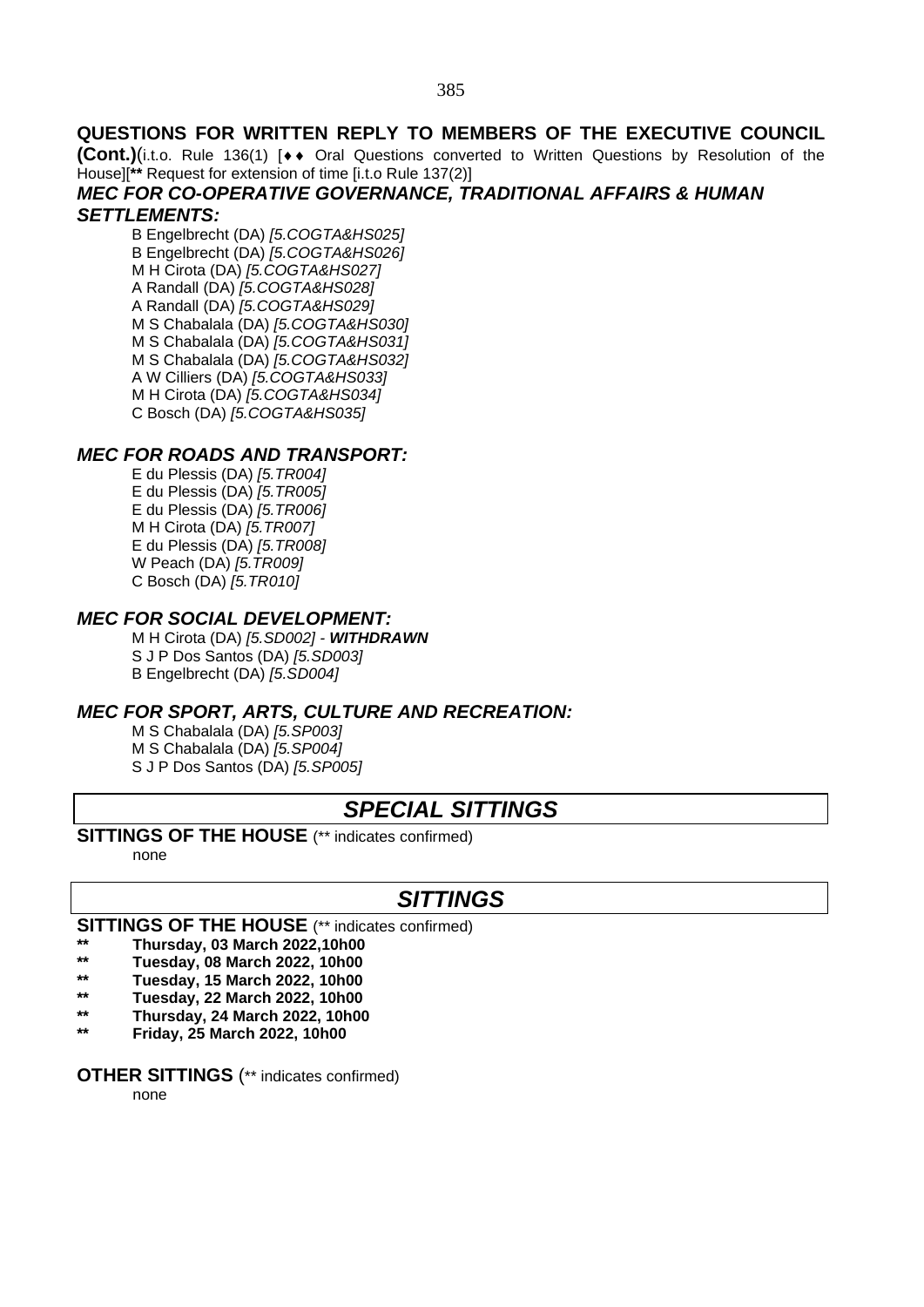## QUESTIONS FOR WRITTEN REPLY TO MEMBERS OF THE EXECUTIVE COUNCIL (Cont.)

(i.t.o. Rule 136(1) [♦♦ Oral Questions converted to Written Questions by Resolution of the House][** Request for extension of time [i.t.o Rule 137(2)]

### *MEC FOR CO-OPERATIVE GOVERNANCE, TRADITIONAL AFFAIRS & HUMAN SETTLEMENTS:*

B Engelbrecht (DA) *[5.COGTA&HS025]*
B Engelbrecht (DA) *[5.COGTA&HS026]*
M H Cirota (DA) *[5.COGTA&HS027]*
A Randall (DA) *[5.COGTA&HS028]*
A Randall (DA) *[5.COGTA&HS029]*
M S Chabalala (DA) *[5.COGTA&HS030]*
M S Chabalala (DA) *[5.COGTA&HS031]*
M S Chabalala (DA) *[5.COGTA&HS032]*
A W Cilliers (DA) *[5.COGTA&HS033]*
M H Cirota (DA) *[5.COGTA&HS034]*
C Bosch (DA) *[5.COGTA&HS035]*

### *MEC FOR ROADS AND TRANSPORT:*

E du Plessis (DA) *[5.TR004]*
E du Plessis (DA) *[5.TR005]*
E du Plessis (DA) *[5.TR006]*
M H Cirota (DA) *[5.TR007]*
E du Plessis (DA) *[5.TR008]*
W Peach (DA) *[5.TR009]*
C Bosch (DA) *[5.TR010]*

### *MEC FOR SOCIAL DEVELOPMENT:*

M H Cirota (DA) *[5.SD002]* - ***WITHDRAWN***
S J P Dos Santos (DA) *[5.SD003]*
B Engelbrecht (DA) *[5.SD004]*

### *MEC FOR SPORT, ARTS, CULTURE AND RECREATION:*

M S Chabalala (DA) *[5.SP003]*
M S Chabalala (DA) *[5.SP004]*
S J P Dos Santos (DA) *[5.SP005]*

## *SPECIAL SITTINGS*

**SITTINGS OF THE HOUSE** (** indicates confirmed)

none

## *SITTINGS*

**SITTINGS OF THE HOUSE** (** indicates confirmed)

** **Thursday, 03 March 2022,10h00**
** **Tuesday, 08 March 2022, 10h00**
** **Tuesday, 15 March 2022, 10h00**
** **Tuesday, 22 March 2022, 10h00**
** **Thursday, 24 March 2022, 10h00**
** **Friday, 25 March 2022, 10h00**

**OTHER SITTINGS** (** indicates confirmed)

none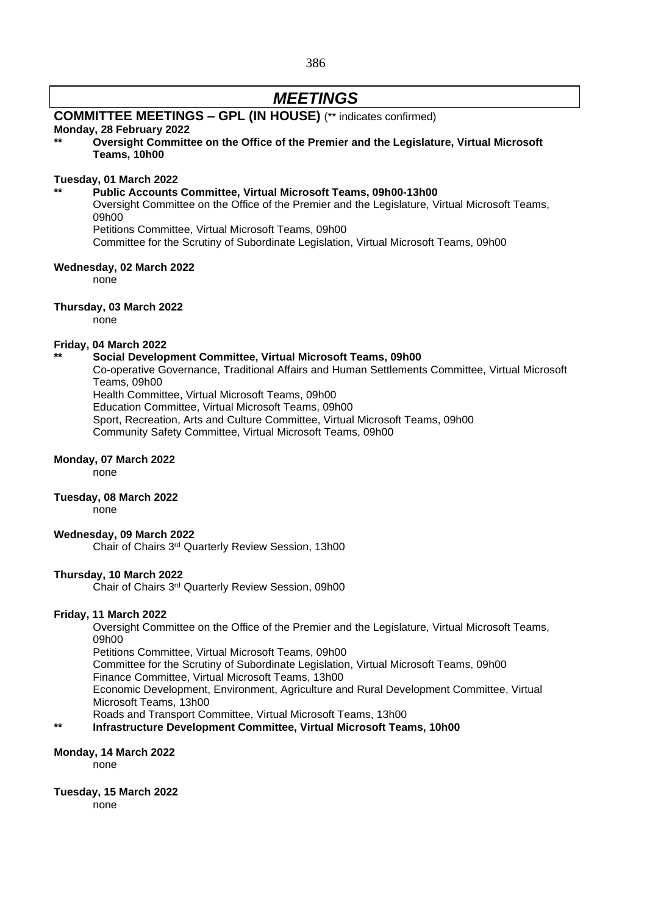# *MEETINGS*

## COMMITTEE MEETINGS – GPL (IN HOUSE) (** indicates confirmed)

**Monday, 28 February 2022**

** **Oversight Committee on the Office of the Premier and the Legislature, Virtual Microsoft Teams, 10h00**

**Tuesday, 01 March 2022**

** **Public Accounts Committee, Virtual Microsoft Teams, 09h00-13h00**

Oversight Committee on the Office of the Premier and the Legislature, Virtual Microsoft Teams, 09h00

Petitions Committee, Virtual Microsoft Teams, 09h00

Committee for the Scrutiny of Subordinate Legislation, Virtual Microsoft Teams, 09h00

**Wednesday, 02 March 2022**

none

**Thursday, 03 March 2022**

none

**Friday, 04 March 2022**

** **Social Development Committee, Virtual Microsoft Teams, 09h00**

Co-operative Governance, Traditional Affairs and Human Settlements Committee, Virtual Microsoft Teams, 09h00

Health Committee, Virtual Microsoft Teams, 09h00

Education Committee, Virtual Microsoft Teams, 09h00

Sport, Recreation, Arts and Culture Committee, Virtual Microsoft Teams, 09h00

Community Safety Committee, Virtual Microsoft Teams, 09h00

**Monday, 07 March 2022**

none

**Tuesday, 08 March 2022**

none

**Wednesday, 09 March 2022**

Chair of Chairs 3rd Quarterly Review Session, 13h00

**Thursday, 10 March 2022**

Chair of Chairs 3rd Quarterly Review Session, 09h00

**Friday, 11 March 2022**

Oversight Committee on the Office of the Premier and the Legislature, Virtual Microsoft Teams, 09h00

Petitions Committee, Virtual Microsoft Teams, 09h00

Committee for the Scrutiny of Subordinate Legislation, Virtual Microsoft Teams, 09h00

Finance Committee, Virtual Microsoft Teams, 13h00

Economic Development, Environment, Agriculture and Rural Development Committee, Virtual Microsoft Teams, 13h00

Roads and Transport Committee, Virtual Microsoft Teams, 13h00

** **Infrastructure Development Committee, Virtual Microsoft Teams, 10h00**

**Monday, 14 March 2022**

none

**Tuesday, 15 March 2022**

none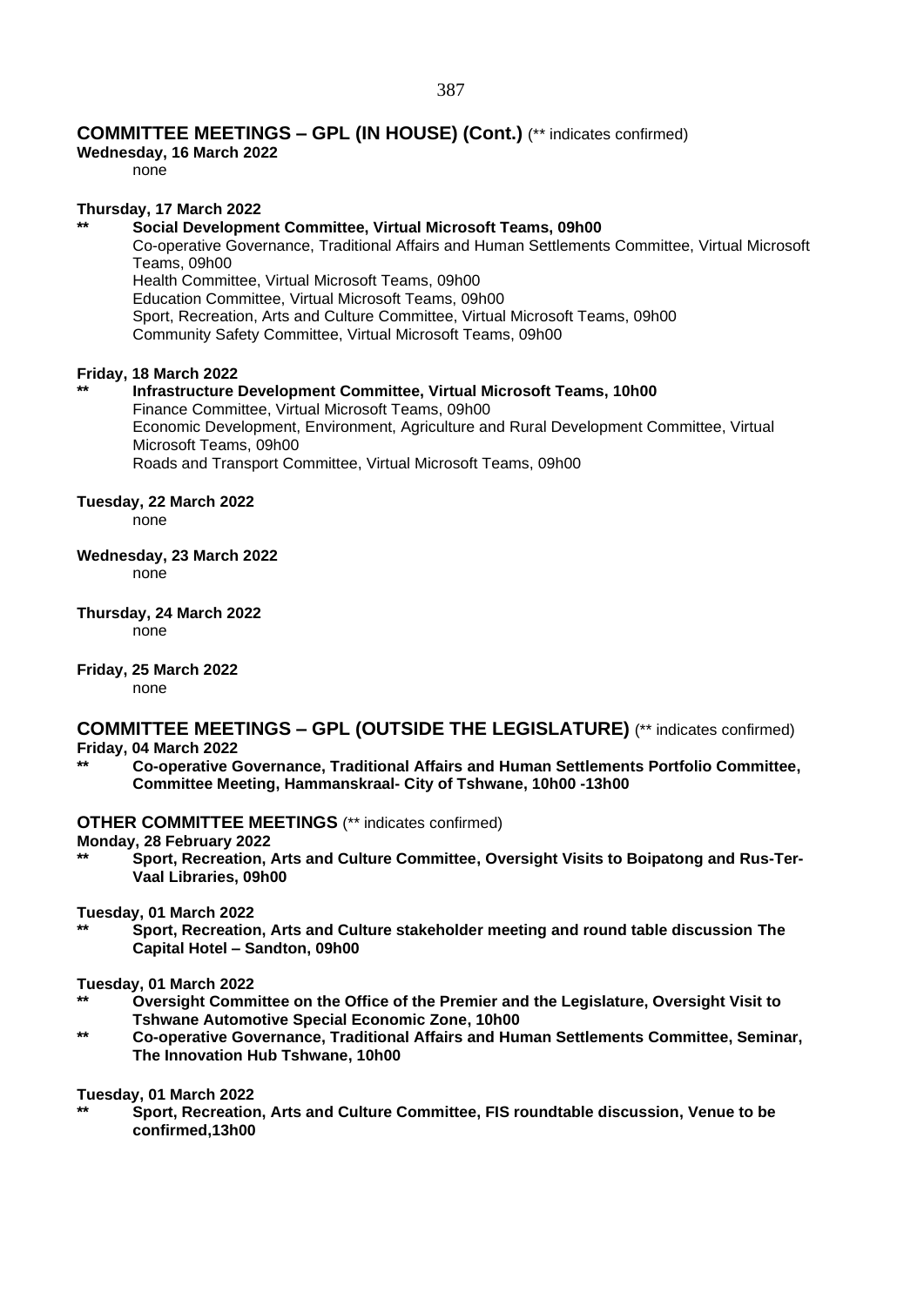## COMMITTEE MEETINGS – GPL (IN HOUSE) (Cont.) (** indicates confirmed)

**Wednesday, 16 March 2022**

none

**Thursday, 17 March 2022**

** **Social Development Committee, Virtual Microsoft Teams, 09h00**

Co-operative Governance, Traditional Affairs and Human Settlements Committee, Virtual Microsoft Teams, 09h00

Health Committee, Virtual Microsoft Teams, 09h00

Education Committee, Virtual Microsoft Teams, 09h00

Sport, Recreation, Arts and Culture Committee, Virtual Microsoft Teams, 09h00

Community Safety Committee, Virtual Microsoft Teams, 09h00

**Friday, 18 March 2022**

** **Infrastructure Development Committee, Virtual Microsoft Teams, 10h00**

Finance Committee, Virtual Microsoft Teams, 09h00

Economic Development, Environment, Agriculture and Rural Development Committee, Virtual Microsoft Teams, 09h00

Roads and Transport Committee, Virtual Microsoft Teams, 09h00

**Tuesday, 22 March 2022**

none

**Wednesday, 23 March 2022**

none

**Thursday, 24 March 2022**

none

**Friday, 25 March 2022**

none

## COMMITTEE MEETINGS – GPL (OUTSIDE THE LEGISLATURE) (** indicates confirmed)

**Friday, 04 March 2022**

** **Co-operative Governance, Traditional Affairs and Human Settlements Portfolio Committee, Committee Meeting, Hammanskraal- City of Tshwane, 10h00 -13h00**

### OTHER COMMITTEE MEETINGS (** indicates confirmed)

**Monday, 28 February 2022**

** **Sport, Recreation, Arts and Culture Committee, Oversight Visits to Boipatong and Rus-Ter-Vaal Libraries, 09h00**

**Tuesday, 01 March 2022**

** **Sport, Recreation, Arts and Culture stakeholder meeting and round table discussion The Capital Hotel – Sandton, 09h00**

**Tuesday, 01 March 2022**

** **Oversight Committee on the Office of the Premier and the Legislature, Oversight Visit to Tshwane Automotive Special Economic Zone, 10h00**

** **Co-operative Governance, Traditional Affairs and Human Settlements Committee, Seminar, The Innovation Hub Tshwane, 10h00**

**Tuesday, 01 March 2022**

** **Sport, Recreation, Arts and Culture Committee, FIS roundtable discussion, Venue to be confirmed,13h00**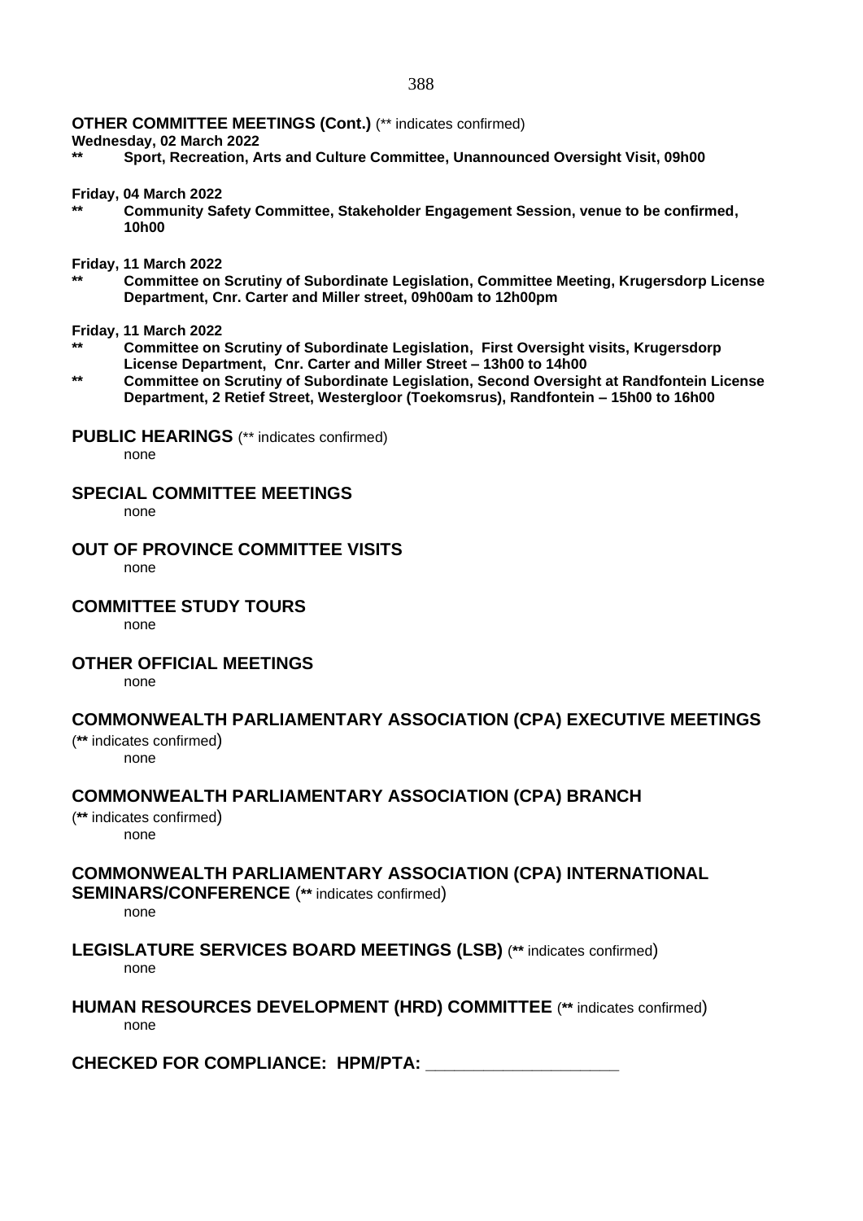**OTHER COMMITTEE MEETINGS (Cont.)** (** indicates confirmed)

**Wednesday, 02 March 2022**

- ** **Sport, Recreation, Arts and Culture Committee, Unannounced Oversight Visit, 09h00**

**Friday, 04 March 2022**

- ** **Community Safety Committee, Stakeholder Engagement Session, venue to be confirmed, 10h00**

**Friday, 11 March 2022**

- ** **Committee on Scrutiny of Subordinate Legislation, Committee Meeting, Krugersdorp License Department, Cnr. Carter and Miller street, 09h00am to 12h00pm**

**Friday, 11 March 2022**

- ** **Committee on Scrutiny of Subordinate Legislation, First Oversight visits, Krugersdorp License Department, Cnr. Carter and Miller Street – 13h00 to 14h00**
- ** **Committee on Scrutiny of Subordinate Legislation, Second Oversight at Randfontein License Department, 2 Retief Street, Westergloor (Toekomsrus), Randfontein – 15h00 to 16h00**

## PUBLIC HEARINGS (** indicates confirmed)

none

## SPECIAL COMMITTEE MEETINGS

none

## OUT OF PROVINCE COMMITTEE VISITS

none

## COMMITTEE STUDY TOURS

none

## OTHER OFFICIAL MEETINGS

none

## COMMONWEALTH PARLIAMENTARY ASSOCIATION (CPA) EXECUTIVE MEETINGS

(** indicates confirmed)

none

## COMMONWEALTH PARLIAMENTARY ASSOCIATION (CPA) BRANCH

(** indicates confirmed)

none

## COMMONWEALTH PARLIAMENTARY ASSOCIATION (CPA) INTERNATIONAL SEMINARS/CONFERENCE (** indicates confirmed)

none

## LEGISLATURE SERVICES BOARD MEETINGS (LSB) (** indicates confirmed)

none

## HUMAN RESOURCES DEVELOPMENT (HRD) COMMITTEE (** indicates confirmed)

none

**CHECKED FOR COMPLIANCE: HPM/PTA: ____________________**